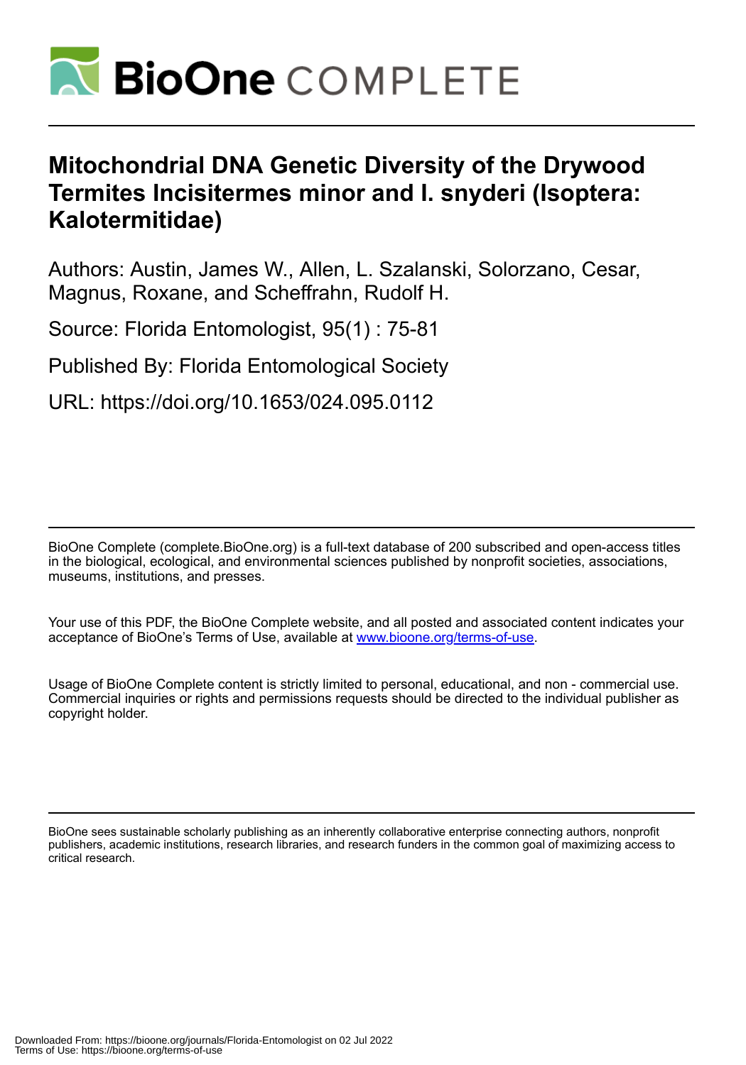# Mitochondrial DNA Genetic Diversity of the Drywood Termites Incisitermes minor and I. snyderi (Isoptera: Kalotermitidae)

Authors: Austin, James W., Allen, L. Szalanski, Solorzano, Cesar, Magnus, Roxane, and Scheffrahn, Rudolf H.

Source: Florida Entomologist, 95(1) : 75-81

Published By: Florida Entomological Society

URL: https://doi.org/10.1653/024.095.0112

---

BioOne Complete (complete.BioOne.org) is a full-text database of 200 subscribed and open-access titles in the biological, ecological, and environmental sciences published by nonprofit societies, associations, museums, institutions, and presses.

Your use of this PDF, the BioOne Complete website, and all posted and associated content indicates your acceptance of BioOne's Terms of Use, available at www.bioone.org/terms-of-use.

Usage of BioOne Complete content is strictly limited to personal, educational, and non - commercial use. Commercial inquiries or rights and permissions requests should be directed to the individual publisher as copyright holder.

---

BioOne sees sustainable scholarly publishing as an inherently collaborative enterprise connecting authors, nonprofit publishers, academic institutions, research libraries, and research funders in the common goal of maximizing access to critical research.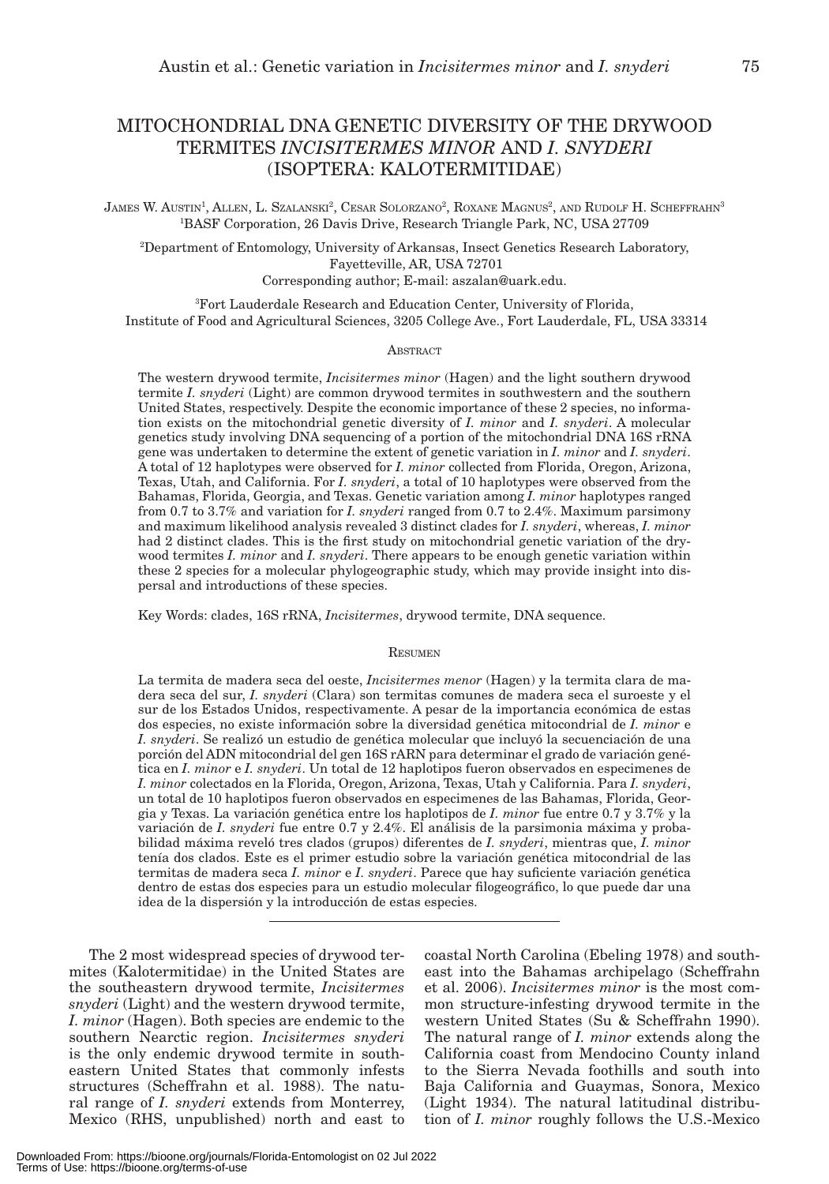# MITOCHONDRIAL DNA GENETIC DIVERSITY OF THE DRYWOOD TERMITES *INCISITERMES MINOR* AND *I. SNYDERI* (ISOPTERA: KALOTERMITIDAE)

JAMES W. AUSTIN[1], ALLEN, L. SZALANSKI[2], CESAR SOLORZANO[2], ROXANE MAGNUS[2], AND RUDOLF H. SCHEFFRAHN[3]

[1]BASF Corporation, 26 Davis Drive, Research Triangle Park, NC, USA 27709

[2]Department of Entomology, University of Arkansas, Insect Genetics Research Laboratory, Fayetteville, AR, USA 72701
Corresponding author; E-mail: aszalan@uark.edu.

[3]Fort Lauderdale Research and Education Center, University of Florida, Institute of Food and Agricultural Sciences, 3205 College Ave., Fort Lauderdale, FL, USA 33314

## ABSTRACT

The western drywood termite, *Incisitermes minor* (Hagen) and the light southern drywood termite *I. snyderi* (Light) are common drywood termites in southwestern and the southern United States, respectively. Despite the economic importance of these 2 species, no information exists on the mitochondrial genetic diversity of *I. minor* and *I. snyderi*. A molecular genetics study involving DNA sequencing of a portion of the mitochondrial DNA 16S rRNA gene was undertaken to determine the extent of genetic variation in *I. minor* and *I. snyderi*. A total of 12 haplotypes were observed for *I. minor* collected from Florida, Oregon, Arizona, Texas, Utah, and California. For *I. snyderi*, a total of 10 haplotypes were observed from the Bahamas, Florida, Georgia, and Texas. Genetic variation among *I. minor* haplotypes ranged from 0.7 to 3.7% and variation for *I. snyderi* ranged from 0.7 to 2.4%. Maximum parsimony and maximum likelihood analysis revealed 3 distinct clades for *I. snyderi*, whereas, *I. minor* had 2 distinct clades. This is the first study on mitochondrial genetic variation of the drywood termites *I. minor* and *I. snyderi*. There appears to be enough genetic variation within these 2 species for a molecular phylogeographic study, which may provide insight into dispersal and introductions of these species.

Key Words: clades, 16S rRNA, *Incisitermes*, drywood termite, DNA sequence.

## RESUMEN

La termita de madera seca del oeste, *Incisitermes menor* (Hagen) y la termita clara de madera seca del sur, *I. snyderi* (Clara) son termitas comunes de madera seca el suroeste y el sur de los Estados Unidos, respectivamente. A pesar de la importancia económica de estas dos especies, no existe información sobre la diversidad genética mitocondrial de *I. minor* e *I. snyderi*. Se realizó un estudio de genética molecular que incluyó la secuenciación de una porción del ADN mitocondrial del gen 16S rARN para determinar el grado de variación genética en *I. minor* e *I. snyderi*. Un total de 12 haplotipos fueron observados en especimenes de *I. minor* colectados en la Florida, Oregon, Arizona, Texas, Utah y California. Para *I. snyderi*, un total de 10 haplotipos fueron observados en especimenes de las Bahamas, Florida, Georgia y Texas. La variación genética entre los haplotipos de *I. minor* fue entre 0.7 y 3.7% y la variación de *I. snyderi* fue entre 0.7 y 2.4%. El análisis de la parsimonia máxima y probabilidad máxima reveló tres clados (grupos) diferentes de *I. snyderi*, mientras que, *I. minor* tenía dos clados. Este es el primer estudio sobre la variación genética mitocondrial de las termitas de madera seca *I. minor* e *I. snyderi*. Parece que hay suficiente variación genética dentro de estas dos especies para un estudio molecular filogeográfico, lo que puede dar una idea de la dispersión y la introducción de estas especies.

---

The 2 most widespread species of drywood termites (Kalotermitidae) in the United States are the southeastern drywood termite, *Incisitermes snyderi* (Light) and the western drywood termite, *I. minor* (Hagen). Both species are endemic to the southern Nearctic region. *Incisitermes snyderi* is the only endemic drywood termite in southeastern United States that commonly infests structures (Scheffrahn et al. 1988). The natural range of *I. snyderi* extends from Monterrey, Mexico (RHS, unpublished) north and east to coastal North Carolina (Ebeling 1978) and southeast into the Bahamas archipelago (Scheffrahn et al. 2006). *Incisitermes minor* is the most common structure-infesting drywood termite in the western United States (Su & Scheffrahn 1990). The natural range of *I. minor* extends along the California coast from Mendocino County inland to the Sierra Nevada foothills and south into Baja California and Guaymas, Sonora, Mexico (Light 1934). The natural latitudinal distribution of *I. minor* roughly follows the U.S.-Mexico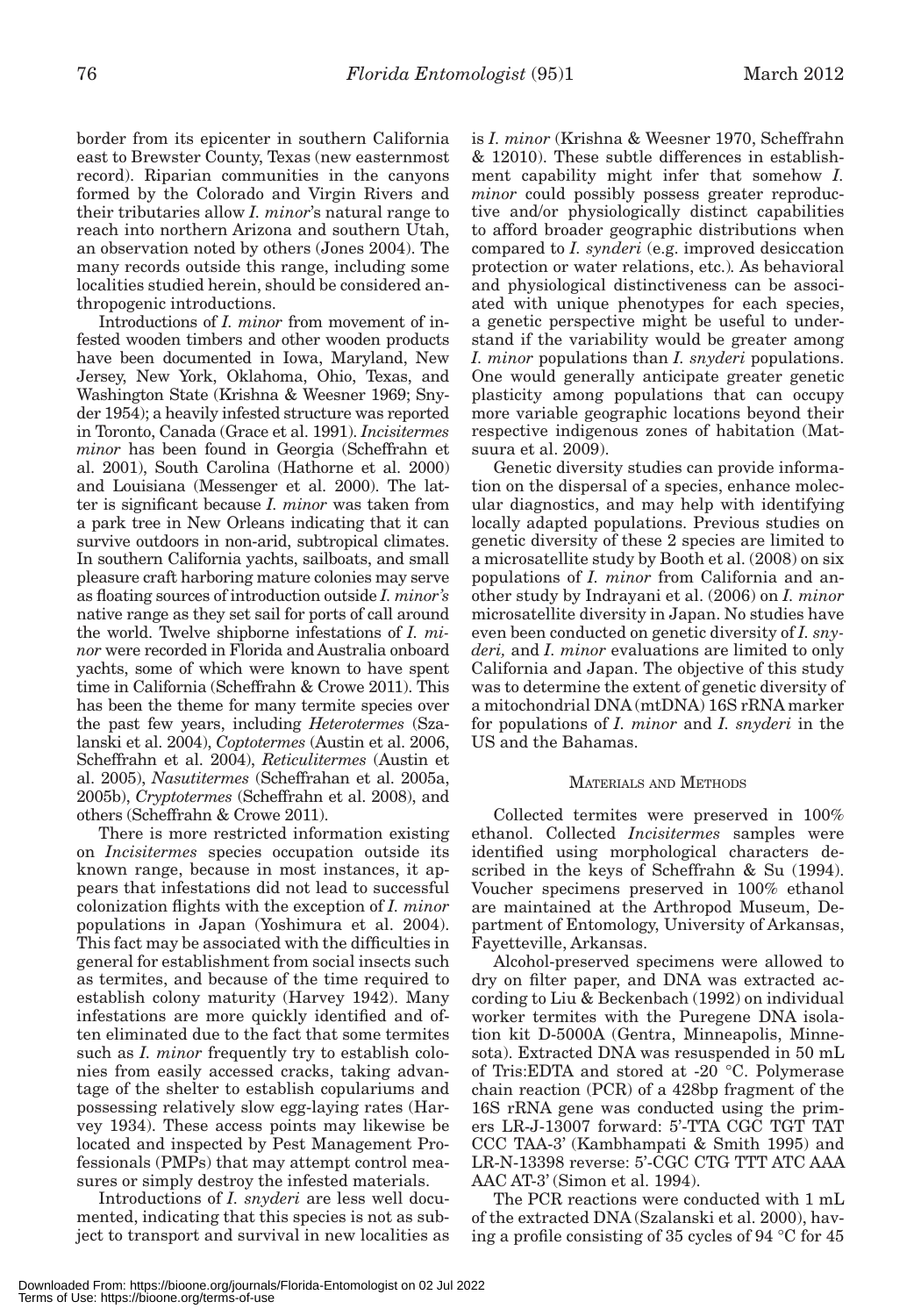border from its epicenter in southern California east to Brewster County, Texas (new easternmost record). Riparian communities in the canyons formed by the Colorado and Virgin Rivers and their tributaries allow *I. minor*'s natural range to reach into northern Arizona and southern Utah, an observation noted by others (Jones 2004). The many records outside this range, including some localities studied herein, should be considered anthropogenic introductions.

Introductions of *I. minor* from movement of infested wooden timbers and other wooden products have been documented in Iowa, Maryland, New Jersey, New York, Oklahoma, Ohio, Texas, and Washington State (Krishna & Weesner 1969; Snyder 1954); a heavily infested structure was reported in Toronto, Canada (Grace et al. 1991). *Incisitermes minor* has been found in Georgia (Scheffrahn et al. 2001), South Carolina (Hathorne et al. 2000) and Louisiana (Messenger et al. 2000). The latter is significant because *I. minor* was taken from a park tree in New Orleans indicating that it can survive outdoors in non-arid, subtropical climates. In southern California yachts, sailboats, and small pleasure craft harboring mature colonies may serve as floating sources of introduction outside *I. minor's* native range as they set sail for ports of call around the world. Twelve shipborne infestations of *I. minor* were recorded in Florida and Australia onboard yachts, some of which were known to have spent time in California (Scheffrahn & Crowe 2011). This has been the theme for many termite species over the past few years, including *Heterotermes* (Szalanski et al. 2004), *Coptotermes* (Austin et al. 2006, Scheffrahn et al. 2004), *Reticulitermes* (Austin et al. 2005), *Nasutitermes* (Scheffrahan et al. 2005a, 2005b), *Cryptotermes* (Scheffrahn et al. 2008), and others (Scheffrahn & Crowe 2011).

There is more restricted information existing on *Incisitermes* species occupation outside its known range, because in most instances, it appears that infestations did not lead to successful colonization flights with the exception of *I. minor* populations in Japan (Yoshimura et al. 2004). This fact may be associated with the difficulties in general for establishment from social insects such as termites, and because of the time required to establish colony maturity (Harvey 1942). Many infestations are more quickly identified and often eliminated due to the fact that some termites such as *I. minor* frequently try to establish colonies from easily accessed cracks, taking advantage of the shelter to establish copulariums and possessing relatively slow egg-laying rates (Harvey 1934). These access points may likewise be located and inspected by Pest Management Professionals (PMPs) that may attempt control measures or simply destroy the infested materials.

Introductions of *I. snyderi* are less well documented, indicating that this species is not as subject to transport and survival in new localities as is *I. minor* (Krishna & Weesner 1970, Scheffrahn & 12010). These subtle differences in establishment capability might infer that somehow *I. minor* could possibly possess greater reproductive and/or physiologically distinct capabilities to afford broader geographic distributions when compared to *I. synderi* (e.g. improved desiccation protection or water relations, etc.). As behavioral and physiological distinctiveness can be associated with unique phenotypes for each species, a genetic perspective might be useful to understand if the variability would be greater among *I. minor* populations than *I. snyderi* populations. One would generally anticipate greater genetic plasticity among populations that can occupy more variable geographic locations beyond their respective indigenous zones of habitation (Matsuura et al. 2009).

Genetic diversity studies can provide information on the dispersal of a species, enhance molecular diagnostics, and may help with identifying locally adapted populations. Previous studies on genetic diversity of these 2 species are limited to a microsatellite study by Booth et al. (2008) on six populations of *I. minor* from California and another study by Indrayani et al. (2006) on *I. minor* microsatellite diversity in Japan. No studies have even been conducted on genetic diversity of *I. snyderi,* and *I. minor* evaluations are limited to only California and Japan. The objective of this study was to determine the extent of genetic diversity of a mitochondrial DNA (mtDNA) 16S rRNA marker for populations of *I. minor* and *I. snyderi* in the US and the Bahamas.

## Materials and Methods

Collected termites were preserved in 100% ethanol. Collected *Incisitermes* samples were identified using morphological characters described in the keys of Scheffrahn & Su (1994). Voucher specimens preserved in 100% ethanol are maintained at the Arthropod Museum, Department of Entomology, University of Arkansas, Fayetteville, Arkansas.

Alcohol-preserved specimens were allowed to dry on filter paper, and DNA was extracted according to Liu & Beckenbach (1992) on individual worker termites with the Puregene DNA isolation kit D-5000A (Gentra, Minneapolis, Minnesota). Extracted DNA was resuspended in 50 mL of Tris:EDTA and stored at -20 °C. Polymerase chain reaction (PCR) of a 428bp fragment of the 16S rRNA gene was conducted using the primers LR-J-13007 forward: 5'-TTA CGC TGT TAT CCC TAA-3' (Kambhampati & Smith 1995) and LR-N-13398 reverse: 5'-CGC CTG TTT ATC AAA AAC AT-3' (Simon et al. 1994).

The PCR reactions were conducted with 1 mL of the extracted DNA (Szalanski et al. 2000), having a profile consisting of 35 cycles of 94 °C for 45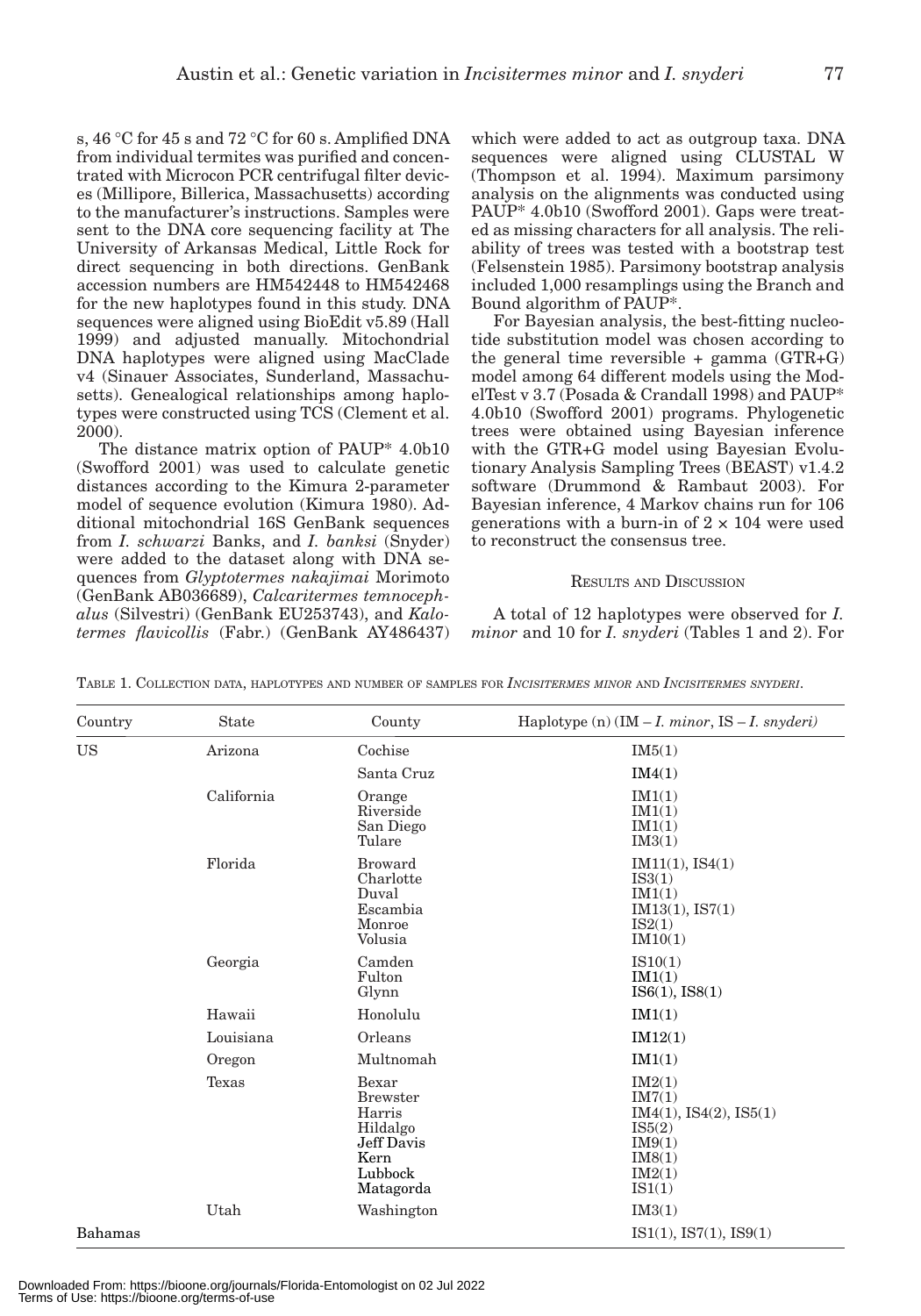s, 46 °C for 45 s and 72 °C for 60 s. Amplified DNA from individual termites was purified and concentrated with Microcon PCR centrifugal filter devices (Millipore, Billerica, Massachusetts) according to the manufacturer's instructions. Samples were sent to the DNA core sequencing facility at The University of Arkansas Medical, Little Rock for direct sequencing in both directions. GenBank accession numbers are HM542448 to HM542468 for the new haplotypes found in this study. DNA sequences were aligned using BioEdit v5.89 (Hall 1999) and adjusted manually. Mitochondrial DNA haplotypes were aligned using MacClade v4 (Sinauer Associates, Sunderland, Massachusetts). Genealogical relationships among haplotypes were constructed using TCS (Clement et al. 2000).

The distance matrix option of PAUP* 4.0b10 (Swofford 2001) was used to calculate genetic distances according to the Kimura 2-parameter model of sequence evolution (Kimura 1980). Additional mitochondrial 16S GenBank sequences from *I. schwarzi* Banks, and *I. banksi* (Snyder) were added to the dataset along with DNA sequences from *Glyptotermes nakajimai* Morimoto (GenBank AB036689), *Calcaritermes temnocephalus* (Silvestri) (GenBank EU253743), and *Kalotermes flavicollis* (Fabr.) (GenBank AY486437) which were added to act as outgroup taxa. DNA sequences were aligned using CLUSTAL W (Thompson et al. 1994). Maximum parsimony analysis on the alignments was conducted using PAUP* 4.0b10 (Swofford 2001). Gaps were treated as missing characters for all analysis. The reliability of trees was tested with a bootstrap test (Felsenstein 1985). Parsimony bootstrap analysis included 1,000 resamplings using the Branch and Bound algorithm of PAUP*.

For Bayesian analysis, the best-fitting nucleotide substitution model was chosen according to the general time reversible + gamma (GTR+G) model among 64 different models using the ModelTest v 3.7 (Posada & Crandall 1998) and PAUP* 4.0b10 (Swofford 2001) programs. Phylogenetic trees were obtained using Bayesian inference with the GTR+G model using Bayesian Evolutionary Analysis Sampling Trees (BEAST) v1.4.2 software (Drummond & Rambaut 2003). For Bayesian inference, 4 Markov chains run for 106 generations with a burn-in of 2 × 104 were used to reconstruct the consensus tree.

## Results and Discussion

A total of 12 haplotypes were observed for *I. minor* and 10 for *I. snyderi* (Tables 1 and 2). For

Table 1. Collection data, haplotypes and number of samples for *Incisitermes minor* and *Incisitermes snyderi*.

| Country | State | County | Haplotype (n) (IM – *I. minor*, IS – *I. snyderi*) |
|---|---|---|---|
| US | Arizona | Cochise | IM5(1) |
| | | Santa Cruz | IM4(1) |
| | California | Orange | IM1(1) |
| | | Riverside | IM1(1) |
| | | San Diego | IM1(1) |
| | | Tulare | IM3(1) |
| | Florida | Broward | IM11(1), IS4(1) |
| | | Charlotte | IS3(1) |
| | | Duval | IM1(1) |
| | | Escambia | IM13(1), IS7(1) |
| | | Monroe | IS2(1) |
| | | Volusia | IM10(1) |
| | Georgia | Camden | IS10(1) |
| | | Fulton | IM1(1) |
| | | Glynn | IS6(1), IS8(1) |
| | Hawaii | Honolulu | IM1(1) |
| | Louisiana | Orleans | IM12(1) |
| | Oregon | Multnomah | IM1(1) |
| | Texas | Bexar | IM2(1) |
| | | Brewster | IM7(1) |
| | | Harris | IM4(1), IS4(2), IS5(1) |
| | | Hildalgo | IS5(2) |
| | | Jeff Davis | IM9(1) |
| | | Kern | IM8(1) |
| | | Lubbock | IM2(1) |
| | | Matagorda | IS1(1) |
| | Utah | Washington | IM3(1) |
| Bahamas | | | IS1(1), IS7(1), IS9(1) |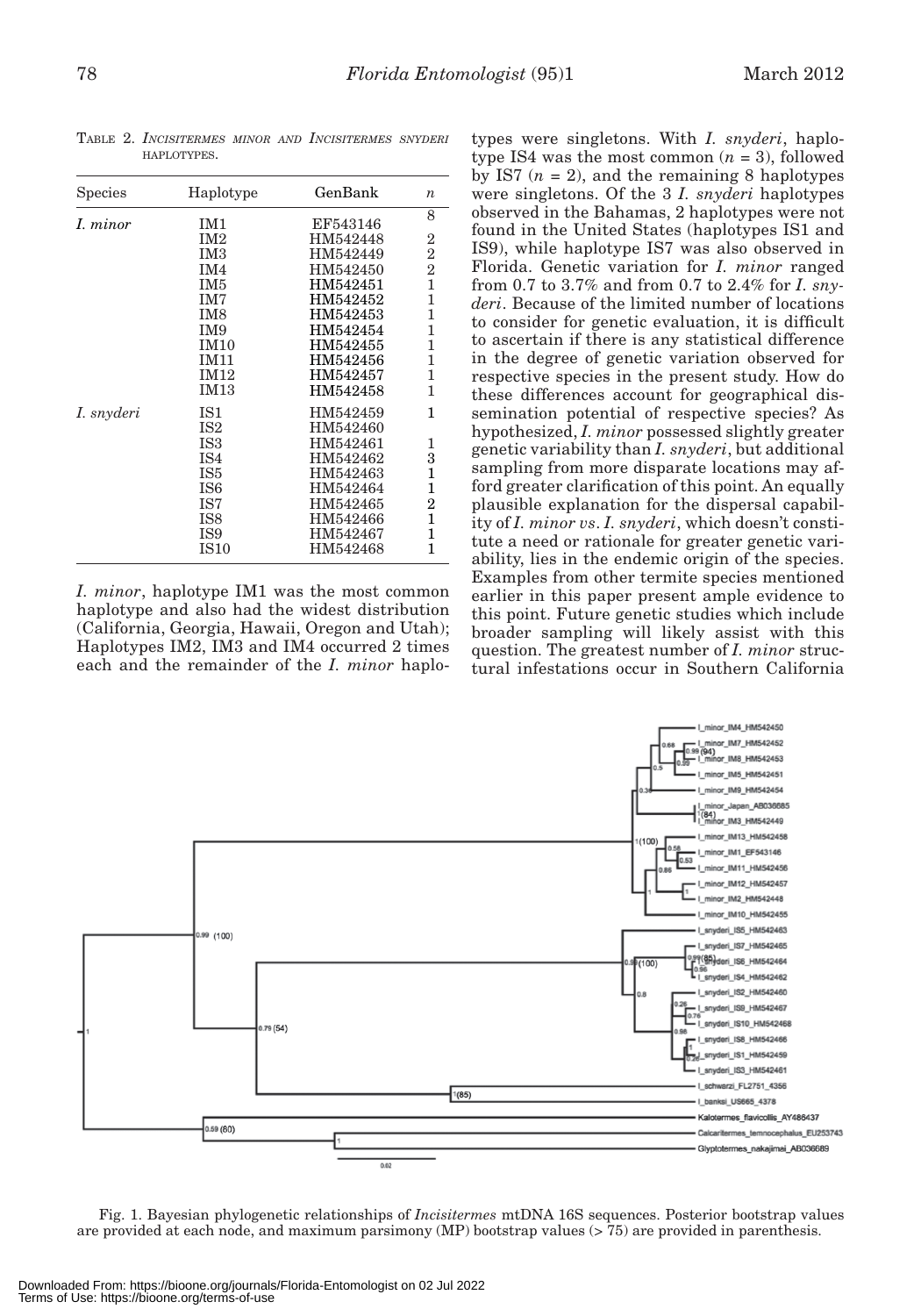TABLE 2. *INCISITERMES MINOR* AND *INCISITERMES SNYDERI* HAPLOTYPES.

| Species | Haplotype | GenBank | *n* |
|---|---|---|---|
| *I. minor* | IM1 | EF543146 | 8 |
| | IM2 | HM542448 | 2 |
| | IM3 | HM542449 | 2 |
| | IM4 | HM542450 | 2 |
| | IM5 | HM542451 | 1 |
| | IM7 | HM542452 | 1 |
| | IM8 | HM542453 | 1 |
| | IM9 | HM542454 | 1 |
| | IM10 | HM542455 | 1 |
| | IM11 | HM542456 | 1 |
| | IM12 | HM542457 | 1 |
| | IM13 | HM542458 | 1 |
| *I. snyderi* | IS1 | HM542459 | 1 |
| | IS2 | HM542460 | |
| | IS3 | HM542461 | 1 |
| | IS4 | HM542462 | 3 |
| | IS5 | HM542463 | 1 |
| | IS6 | HM542464 | 1 |
| | IS7 | HM542465 | 2 |
| | IS8 | HM542466 | 1 |
| | IS9 | HM542467 | 1 |
| | IS10 | HM542468 | 1 |

*I. minor*, haplotype IM1 was the most common haplotype and also had the widest distribution (California, Georgia, Hawaii, Oregon and Utah); Haplotypes IM2, IM3 and IM4 occurred 2 times each and the remainder of the *I. minor* haplotypes were singletons. With *I. snyderi*, haplotype IS4 was the most common ($n = 3$), followed by IS7 ($n = 2$), and the remaining 8 haplotypes were singletons. Of the 3 *I. snyderi* haplotypes observed in the Bahamas, 2 haplotypes were not found in the United States (haplotypes IS1 and IS9), while haplotype IS7 was also observed in Florida. Genetic variation for *I. minor* ranged from 0.7 to 3.7% and from 0.7 to 2.4% for *I. snyderi*. Because of the limited number of locations to consider for genetic evaluation, it is difficult to ascertain if there is any statistical difference in the degree of genetic variation observed for respective species in the present study. How do these differences account for geographical dissemination potential of respective species? As hypothesized, *I. minor* possessed slightly greater genetic variability than *I. snyderi*, but additional sampling from more disparate locations may afford greater clarification of this point. An equally plausible explanation for the dispersal capability of *I. minor vs. I. snyderi*, which doesn't constitute a need or rationale for greater genetic variability, lies in the endemic origin of the species. Examples from other termite species mentioned earlier in this paper present ample evidence to this point. Future genetic studies which include broader sampling will likely assist with this question. The greatest number of *I. minor* structural infestations occur in Southern California

Fig. 1. Bayesian phylogenetic relationships of *Incisitermes* mtDNA 16S sequences. Posterior bootstrap values are provided at each node, and maximum parsimony (MP) bootstrap values (> 75) are provided in parenthesis.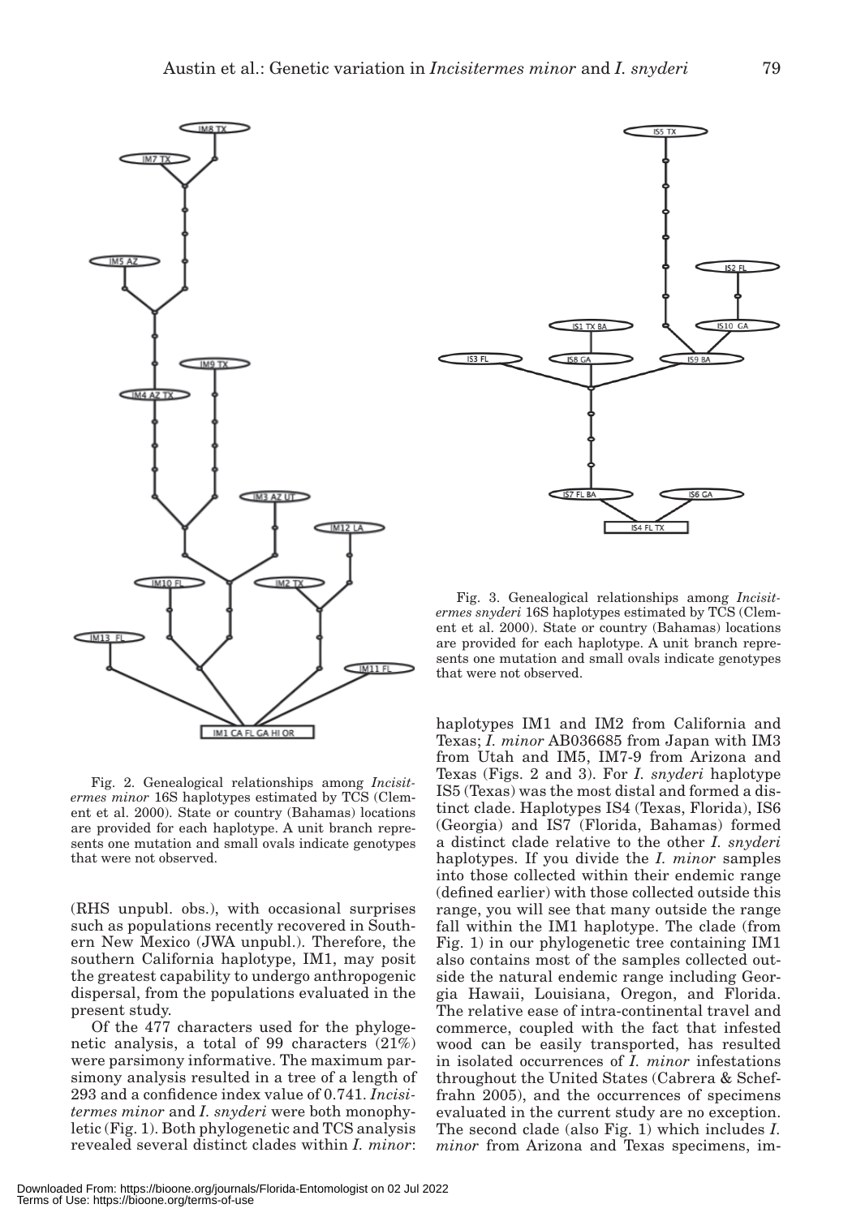Fig. 2. Genealogical relationships among *Incisitermes minor* 16S haplotypes estimated by TCS (Clement et al. 2000). State or country (Bahamas) locations are provided for each haplotype. A unit branch represents one mutation and small ovals indicate genotypes that were not observed.

Fig. 3. Genealogical relationships among *Incisitermes snyderi* 16S haplotypes estimated by TCS (Clement et al. 2000). State or country (Bahamas) locations are provided for each haplotype. A unit branch represents one mutation and small ovals indicate genotypes that were not observed.

(RHS unpubl. obs.), with occasional surprises such as populations recently recovered in Southern New Mexico (JWA unpubl.). Therefore, the southern California haplotype, IM1, may posit the greatest capability to undergo anthropogenic dispersal, from the populations evaluated in the present study.

Of the 477 characters used for the phylogenetic analysis, a total of 99 characters (21%) were parsimony informative. The maximum parsimony analysis resulted in a tree of a length of 293 and a confidence index value of 0.741. *Incisitermes minor* and *I. snyderi* were both monophyletic (Fig. 1). Both phylogenetic and TCS analysis revealed several distinct clades within *I. minor*: haplotypes IM1 and IM2 from California and Texas; *I. minor* AB036685 from Japan with IM3 from Utah and IM5, IM7-9 from Arizona and Texas (Figs. 2 and 3). For *I. snyderi* haplotype IS5 (Texas) was the most distal and formed a distinct clade. Haplotypes IS4 (Texas, Florida), IS6 (Georgia) and IS7 (Florida, Bahamas) formed a distinct clade relative to the other *I. snyderi* haplotypes. If you divide the *I. minor* samples into those collected within their endemic range (defined earlier) with those collected outside this range, you will see that many outside the range fall within the IM1 haplotype. The clade (from Fig. 1) in our phylogenetic tree containing IM1 also contains most of the samples collected outside the natural endemic range including Georgia Hawaii, Louisiana, Oregon, and Florida. The relative ease of intra-continental travel and commerce, coupled with the fact that infested wood can be easily transported, has resulted in isolated occurrences of *I. minor* infestations throughout the United States (Cabrera & Scheffrahn 2005), and the occurrences of specimens evaluated in the current study are no exception. The second clade (also Fig. 1) which includes *I. minor* from Arizona and Texas specimens, im-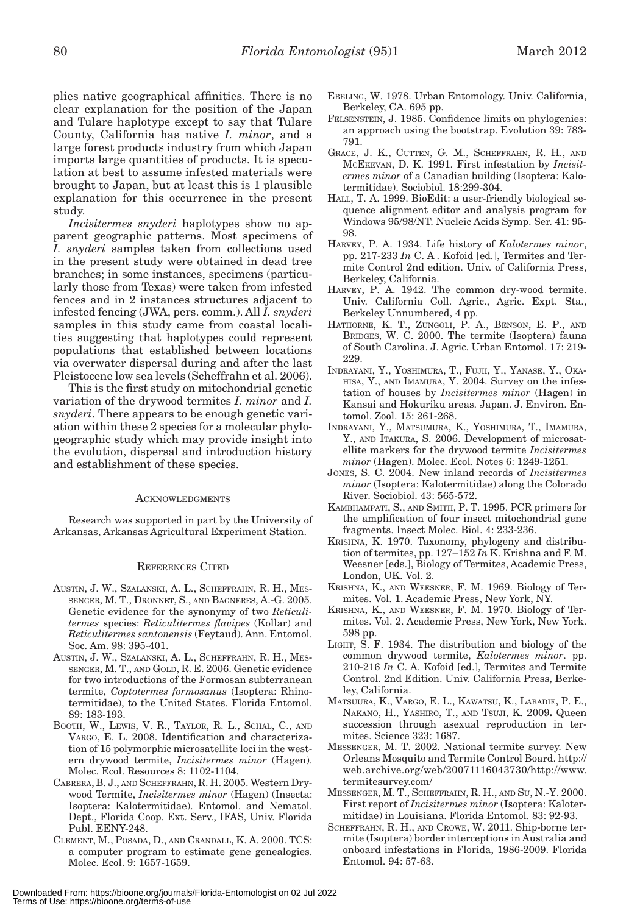plies native geographical affinities. There is no clear explanation for the position of the Japan and Tulare haplotype except to say that Tulare County, California has native *I. minor*, and a large forest products industry from which Japan imports large quantities of products. It is speculation at best to assume infested materials were brought to Japan, but at least this is 1 plausible explanation for this occurrence in the present study.

*Incisitermes snyderi* haplotypes show no apparent geographic patterns. Most specimens of *I. snyderi* samples taken from collections used in the present study were obtained in dead tree branches; in some instances, specimens (particularly those from Texas) were taken from infested fences and in 2 instances structures adjacent to infested fencing (JWA, pers. comm.). All *I. snyderi* samples in this study came from coastal localities suggesting that haplotypes could represent populations that established between locations via overwater dispersal during and after the last Pleistocene low sea levels (Scheffrahn et al. 2006).

This is the first study on mitochondrial genetic variation of the drywood termites *I. minor* and *I. snyderi*. There appears to be enough genetic variation within these 2 species for a molecular phylogeographic study which may provide insight into the evolution, dispersal and introduction history and establishment of these species.

## Acknowledgments

Research was supported in part by the University of Arkansas, Arkansas Agricultural Experiment Station.

## References Cited

Austin, J. W., Szalanski, A. L., Scheffrahn, R. H., Messenger, M. T., Dronnet, S., and Bagneres, A.-G. 2005. Genetic evidence for the synonymy of two *Reticulitermes* species: *Reticulitermes flavipes* (Kollar) and *Reticulitermes santonensis* (Feytaud). Ann. Entomol. Soc. Am. 98: 395-401.

Austin, J. W., Szalanski, A. L., Scheffrahn, R. H., Messenger, M. T., and Gold, R. E. 2006. Genetic evidence for two introductions of the Formosan subterranean termite, *Coptotermes formosanus* (Isoptera: Rhinotermitidae), to the United States. Florida Entomol. 89: 183-193.

Booth, W., Lewis, V. R., Taylor, R. L., Schal, C., and Vargo, E. L. 2008. Identification and characterization of 15 polymorphic microsatellite loci in the western drywood termite, *Incisitermes minor* (Hagen). Molec. Ecol. Resources 8: 1102-1104.

Cabrera, B. J., and Scheffrahn, R. H. 2005. Western Drywood Termite, *Incisitermes minor* (Hagen) (Insecta: Isoptera: Kalotermitidae). Entomol. and Nematol. Dept., Florida Coop. Ext. Serv., IFAS, Univ. Florida Publ. EENY-248.

Clement, M., Posada, D., and Crandall, K. A. 2000. TCS: a computer program to estimate gene genealogies. Molec. Ecol. 9: 1657-1659.

Ebeling, W. 1978. Urban Entomology. Univ. California, Berkeley, CA. 695 pp.

Felsenstein, J. 1985. Confidence limits on phylogenies: an approach using the bootstrap. Evolution 39: 783-791.

Grace, J. K., Cutten, G. M., Scheffrahn, R. H., and McEkevan, D. K. 1991. First infestation by *Incisitermes minor* of a Canadian building (Isoptera: Kalotermitidae). Sociobiol. 18:299-304.

Hall, T. A. 1999. BioEdit: a user-friendly biological sequence alignment editor and analysis program for Windows 95/98/NT. Nucleic Acids Symp. Ser. 41: 95-98.

Harvey, P. A. 1934. Life history of *Kalotermes minor*, pp. 217-233 *In* C. A . Kofoid [ed.], Termites and Termite Control 2nd edition. Univ. of California Press, Berkeley, California.

Harvey, P. A. 1942. The common dry-wood termite. Univ. California Coll. Agric., Agric. Expt. Sta., Berkeley Unnumbered, 4 pp.

Hathorne, K. T., Zungoli, P. A., Benson, E. P., and Bridges, W. C. 2000. The termite (Isoptera) fauna of South Carolina. J. Agric. Urban Entomol. 17: 219-229.

Indrayani, Y., Yoshimura, T., Fujii, Y., Yanase, Y., Okahisa, Y., and Imamura, Y. 2004. Survey on the infestation of houses by *Incisitermes minor* (Hagen) in Kansai and Hokuriku areas. Japan. J. Environ. Entomol. Zool. 15: 261-268.

Indrayani, Y., Matsumura, K., Yoshimura, T., Imamura, Y., and Itakura, S. 2006. Development of microsatellite markers for the drywood termite *Incisitermes minor* (Hagen). Molec. Ecol. Notes 6: 1249-1251.

Jones, S. C. 2004. New inland records of *Incisitermes minor* (Isoptera: Kalotermitidae) along the Colorado River. Sociobiol. 43: 565-572.

Kambhampati, S., and Smith, P. T. 1995. PCR primers for the amplification of four insect mitochondrial gene fragments. Insect Molec. Biol. 4: 233-236.

Krishna, K. 1970. Taxonomy, phylogeny and distribution of termites, pp. 127–152 *In* K. Krishna and F. M. Weesner [eds.], Biology of Termites, Academic Press, London, UK. Vol. 2.

Krishna, K., and Weesner, F. M. 1969. Biology of Termites. Vol. 1. Academic Press, New York, NY.

Krishna, K., and Weesner, F. M. 1970. Biology of Termites. Vol. 2. Academic Press, New York, New York. 598 pp.

Light, S. F. 1934. The distribution and biology of the common drywood termite, *Kalotermes minor*. pp. 210-216 *In* C. A. Kofoid [ed.], Termites and Termite Control. 2nd Edition. Univ. California Press, Berkeley, California.

Matsuura, K., Vargo, E. L., Kawatsu, K., Labadie, P. E., Nakano, H., Yashiro, T., and Tsuji, K. 2009**.** Queen succession through asexual reproduction in termites. Science 323: 1687.

Messenger, M. T. 2002. National termite survey. New Orleans Mosquito and Termite Control Board. http://web.archive.org/web/20071116043730/http://www.termitesurvey.com/

Messenger, M. T., Scheffrahn, R. H., and Su, N.-Y. 2000. First report of *Incisitermes minor* (Isoptera: Kalotermitidae) in Louisiana. Florida Entomol. 83: 92-93.

Scheffrahn, R. H., and Crowe, W. 2011. Ship-borne termite (Isoptera) border interceptions in Australia and onboard infestations in Florida, 1986-2009. Florida Entomol. 94: 57-63.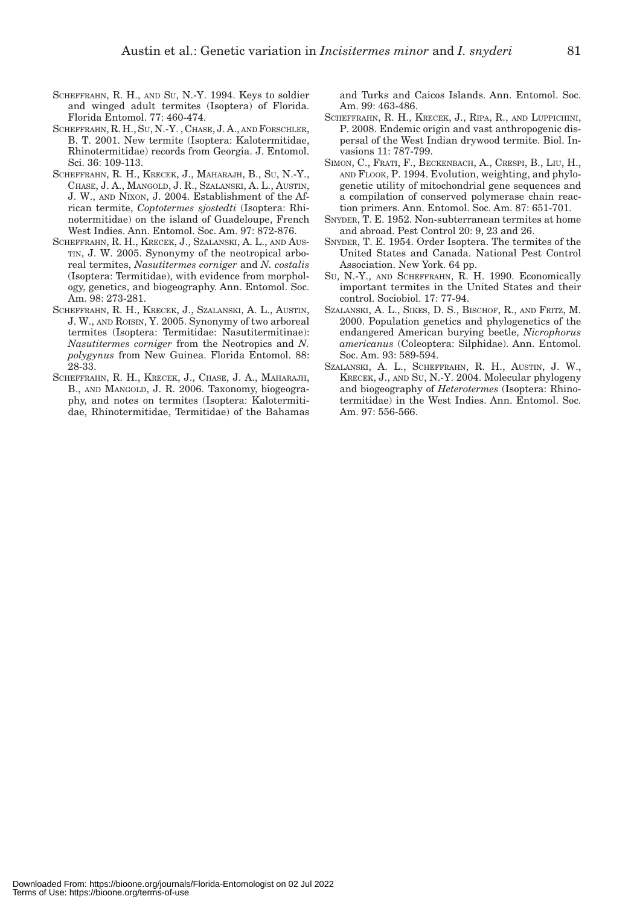SCHEFFRAHN, R. H., AND SU, N.-Y. 1994. Keys to soldier and winged adult termites (Isoptera) of Florida. Florida Entomol. 77: 460-474.

SCHEFFRAHN, R. H., SU, N.-Y., CHASE, J. A., AND FORSCHLER, B. T. 2001. New termite (Isoptera: Kalotermitidae, Rhinotermitidae) records from Georgia. J. Entomol. Sci. 36: 109-113.

SCHEFFRAHN, R. H., KRECEK, J., MAHARAJH, B., SU, N.-Y., CHASE, J. A., MANGOLD, J. R., SZALANSKI, A. L., AUSTIN, J. W., AND NIXON, J. 2004. Establishment of the African termite, *Coptotermes sjostedti* (Isoptera: Rhinotermitidae) on the island of Guadeloupe, French West Indies. Ann. Entomol. Soc. Am. 97: 872-876.

SCHEFFRAHN, R. H., KRECEK, J., SZALANSKI, A. L., AND AUSTIN, J. W. 2005. Synonymy of the neotropical arboreal termites, *Nasutitermes corniger* and *N. costalis* (Isoptera: Termitidae), with evidence from morphology, genetics, and biogeography. Ann. Entomol. Soc. Am. 98: 273-281.

SCHEFFRAHN, R. H., KRECEK, J., SZALANSKI, A. L., AUSTIN, J. W., AND ROISIN, Y. 2005. Synonymy of two arboreal termites (Isoptera: Termitidae: Nasutitermitinae): *Nasutitermes corniger* from the Neotropics and *N. polygynus* from New Guinea. Florida Entomol. 88: 28-33.

SCHEFFRAHN, R. H., KRECEK, J., CHASE, J. A., MAHARAJH, B., AND MANGOLD, J. R. 2006. Taxonomy, biogeography, and notes on termites (Isoptera: Kalotermitidae, Rhinotermitidae, Termitidae) of the Bahamas and Turks and Caicos Islands. Ann. Entomol. Soc. Am. 99: 463-486.

SCHEFFRAHN, R. H., KRECEK, J., RIPA, R., AND LUPPICHINI, P. 2008. Endemic origin and vast anthropogenic dispersal of the West Indian drywood termite. Biol. Invasions 11: 787-799.

SIMON, C., FRATI, F., BECKENBACH, A., CRESPI, B., LIU, H., AND FLOOK, P. 1994. Evolution, weighting, and phylogenetic utility of mitochondrial gene sequences and a compilation of conserved polymerase chain reaction primers. Ann. Entomol. Soc. Am. 87: 651-701.

SNYDER, T. E. 1952. Non-subterranean termites at home and abroad. Pest Control 20: 9, 23 and 26.

SNYDER, T. E. 1954. Order Isoptera. The termites of the United States and Canada. National Pest Control Association. New York. 64 pp.

SU, N.-Y., AND SCHEFFRAHN, R. H. 1990. Economically important termites in the United States and their control. Sociobiol. 17: 77-94.

SZALANSKI, A. L., SIKES, D. S., BISCHOF, R., AND FRITZ, M. 2000. Population genetics and phylogenetics of the endangered American burying beetle, *Nicrophorus americanus* (Coleoptera: Silphidae). Ann. Entomol. Soc. Am. 93: 589-594.

SZALANSKI, A. L., SCHEFFRAHN, R. H., AUSTIN, J. W., KRECEK, J., AND SU, N.-Y. 2004. Molecular phylogeny and biogeography of *Heterotermes* (Isoptera: Rhinotermitidae) in the West Indies. Ann. Entomol. Soc. Am. 97: 556-566.